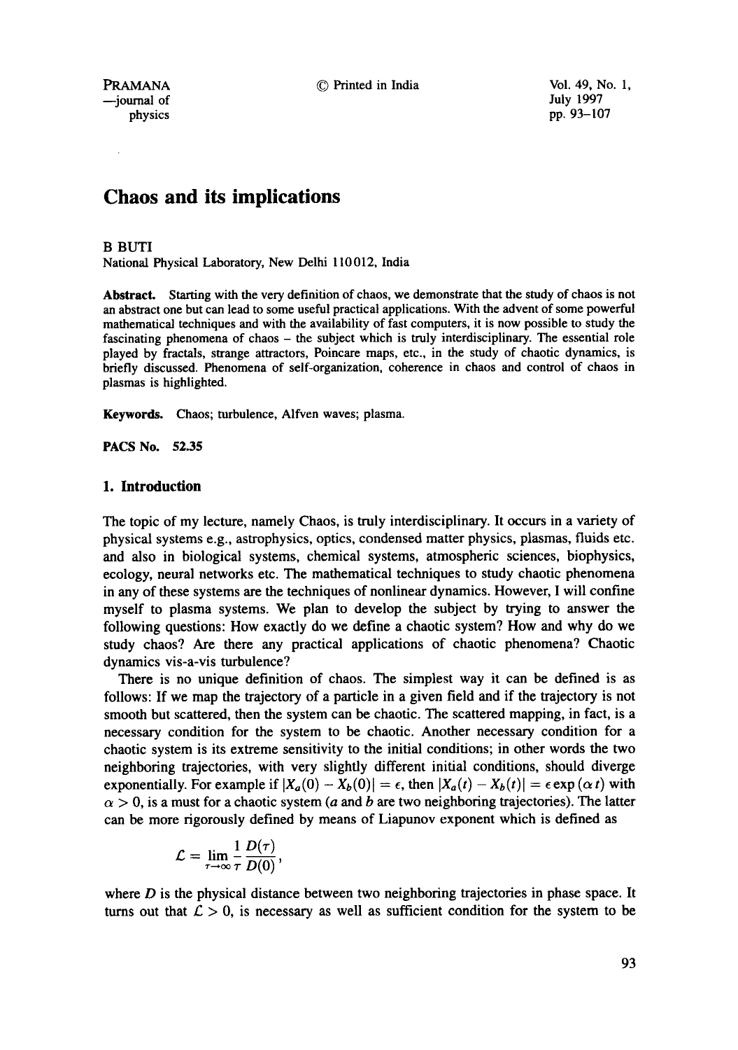# Chaos and its implications

B BUTI

National Physical Laboratory, New Delhi 110012, India

**Abstract.** Starting with the very definition of chaos, we demonstrate that the study of chaos is not an abstract one but can lead to some useful practical applications. With the advent of some powerful mathematical techniques and with the availability of fast computers, it is now possible to study the fascinating phenomena of chaos – the subject which is truly interdisciplinary. The essential role played by fractals, strange attractors, Poincare maps, etc., in the study of chaotic dynamics, is briefly discussed. Phenomena of self-organization, coherence in chaos and control of chaos in plasmas is highlighted.

**Keywords.** Chaos; turbulence, Alfven waves; plasma.

**PACS No.** 52.35

## 1. Introduction

The topic of my lecture, namely Chaos, is truly interdisciplinary. It occurs in a variety of physical systems e.g., astrophysics, optics, condensed matter physics, plasmas, fluids etc. and also in biological systems, chemical systems, atmospheric sciences, biophysics, ecology, neural networks etc. The mathematical techniques to study chaotic phenomena in any of these systems are the techniques of nonlinear dynamics. However, I will confine myself to plasma systems. We plan to develop the subject by trying to answer the following questions: How exactly do we define a chaotic system? How and why do we study chaos? Are there any practical applications of chaotic phenomena? Chaotic dynamics vis-a-vis turbulence?

There is no unique definition of chaos. The simplest way it can be defined is as follows: If we map the trajectory of a particle in a given field and if the trajectory is not smooth but scattered, then the system can be chaotic. The scattered mapping, in fact, is a necessary condition for the system to be chaotic. Another necessary condition for a chaotic system is its extreme sensitivity to the initial conditions; in other words the two neighboring trajectories, with very slightly different initial conditions, should diverge exponentially. For example if $|X_a(0) - X_b(0)| = \epsilon$, then $|X_a(t) - X_b(t)| = \epsilon \exp(\alpha t)$ with $\alpha > 0$, is a must for a chaotic system ($a$ and $b$ are two neighboring trajectories). The latter can be more rigorously defined by means of Liapunov exponent which is defined as

$$\mathcal{L} = \lim_{\tau \to \infty} \frac{1}{\tau} \frac{D(\tau)}{D(0)},$$

where $D$ is the physical distance between two neighboring trajectories in phase space. It turns out that $\mathcal{L} > 0$, is necessary as well as sufficient condition for the system to be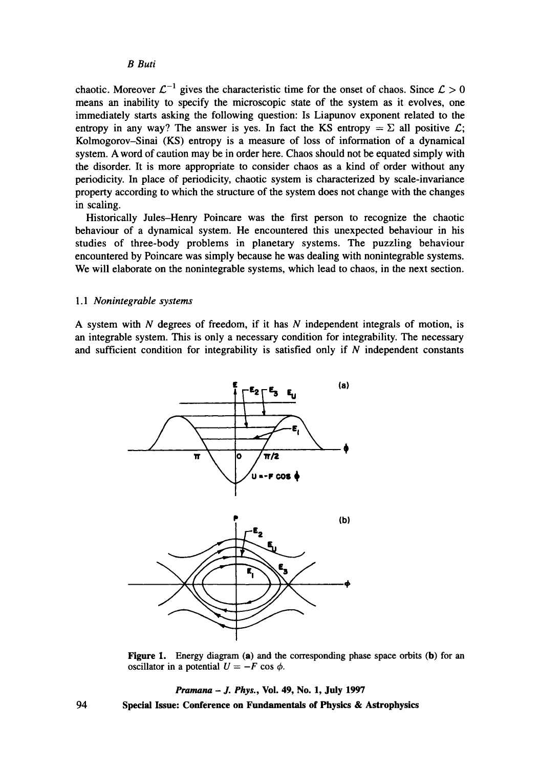chaotic. Moreover $\mathcal{L}^{-1}$ gives the characteristic time for the onset of chaos. Since $\mathcal{L} > 0$ means an inability to specify the microscopic state of the system as it evolves, one immediately starts asking the following question: Is Liapunov exponent related to the entropy in any way? The answer is yes. In fact the KS entropy $= \Sigma$ all positive $\mathcal{L}$; Kolmogorov–Sinai (KS) entropy is a measure of loss of information of a dynamical system. A word of caution may be in order here. Chaos should not be equated simply with the disorder. It is more appropriate to consider chaos as a kind of order without any periodicity. In place of periodicity, chaotic system is characterized by scale-invariance property according to which the structure of the system does not change with the changes in scaling.

Historically Jules–Henry Poincare was the first person to recognize the chaotic behaviour of a dynamical system. He encountered this unexpected behaviour in his studies of three-body problems in planetary systems. The puzzling behaviour encountered by Poincare was simply because he was dealing with nonintegrable systems. We will elaborate on the nonintegrable systems, which lead to chaos, in the next section.

### 1.1 *Nonintegrable systems*

A system with $N$ degrees of freedom, if it has $N$ independent integrals of motion, is an integrable system. This is only a necessary condition for integrability. The necessary and sufficient condition for integrability is satisfied only if $N$ independent constants

**Figure 1.** Energy diagram (**a**) and the corresponding phase space orbits (**b**) for an oscillator in a potential $U = -F \cos \phi$.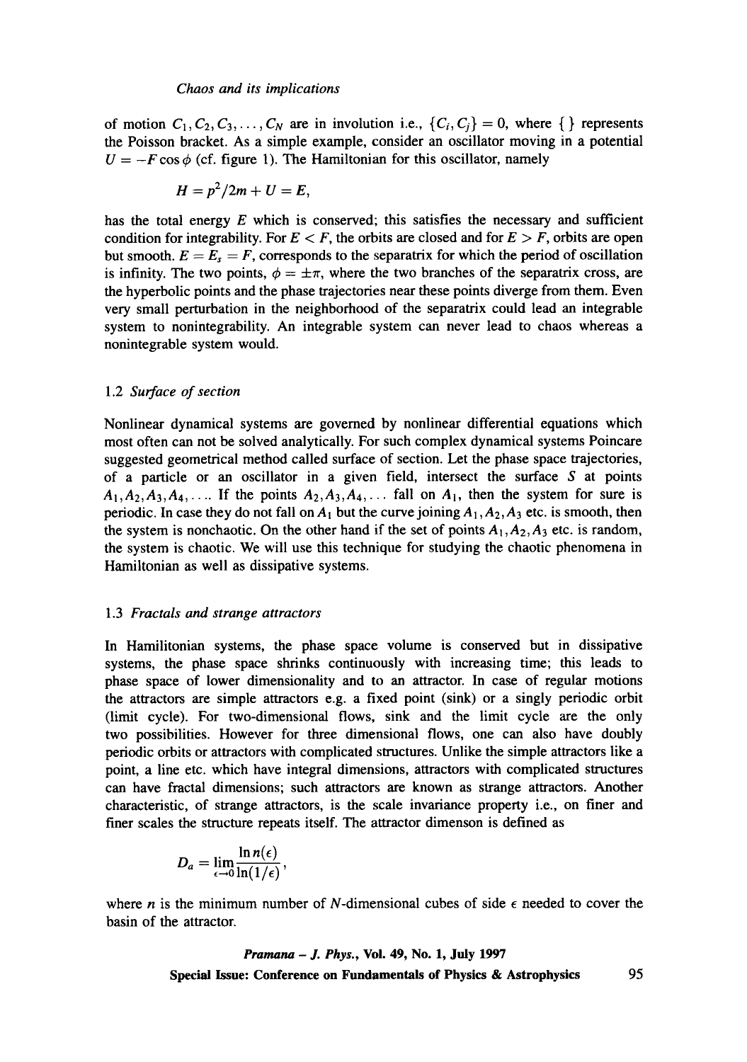of motion $C_1, C_2, C_3, \ldots, C_N$ are in involution i.e., $\{C_i, C_j\} = 0$, where $\{\}$ represents the Poisson bracket. As a simple example, consider an oscillator moving in a potential $U = -F\cos\phi$ (cf. figure 1). The Hamiltonian for this oscillator, namely

$$H = p^2/2m + U = E,$$

has the total energy $E$ which is conserved; this satisfies the necessary and sufficient condition for integrability. For $E < F$, the orbits are closed and for $E > F$, orbits are open but smooth. $E = E_s = F$, corresponds to the separatrix for which the period of oscillation is infinity. The two points, $\phi = \pm\pi$, where the two branches of the separatrix cross, are the hyperbolic points and the phase trajectories near these points diverge from them. Even very small perturbation in the neighborhood of the separatrix could lead an integrable system to nonintegrability. An integrable system can never lead to chaos whereas a nonintegrable system would.

### 1.2 *Surface of section*

Nonlinear dynamical systems are governed by nonlinear differential equations which most often can not be solved analytically. For such complex dynamical systems Poincare suggested geometrical method called surface of section. Let the phase space trajectories, of a particle or an oscillator in a given field, intersect the surface $S$ at points $A_1, A_2, A_3, A_4, \ldots$. If the points $A_2, A_3, A_4, \ldots$ fall on $A_1$, then the system for sure is periodic. In case they do not fall on $A_1$ but the curve joining $A_1, A_2, A_3$ etc. is smooth, then the system is nonchaotic. On the other hand if the set of points $A_1, A_2, A_3$ etc. is random, the system is chaotic. We will use this technique for studying the chaotic phenomena in Hamiltonian as well as dissipative systems.

### 1.3 *Fractals and strange attractors*

In Hamilitonian systems, the phase space volume is conserved but in dissipative systems, the phase space shrinks continuously with increasing time; this leads to phase space of lower dimensionality and to an attractor. In case of regular motions the attractors are simple attractors e.g. a fixed point (sink) or a singly periodic orbit (limit cycle). For two-dimensional flows, sink and the limit cycle are the only two possibilities. However for three dimensional flows, one can also have doubly periodic orbits or attractors with complicated structures. Unlike the simple attractors like a point, a line etc. which have integral dimensions, attractors with complicated structures can have fractal dimensions; such attractors are known as strange attractors. Another characteristic, of strange attractors, is the scale invariance property i.e., on finer and finer scales the structure repeats itself. The attractor dimenson is defined as

$$D_a = \lim_{\epsilon \to 0} \frac{\ln n(\epsilon)}{\ln(1/\epsilon)},$$

where $n$ is the minimum number of $N$-dimensional cubes of side $\epsilon$ needed to cover the basin of the attractor.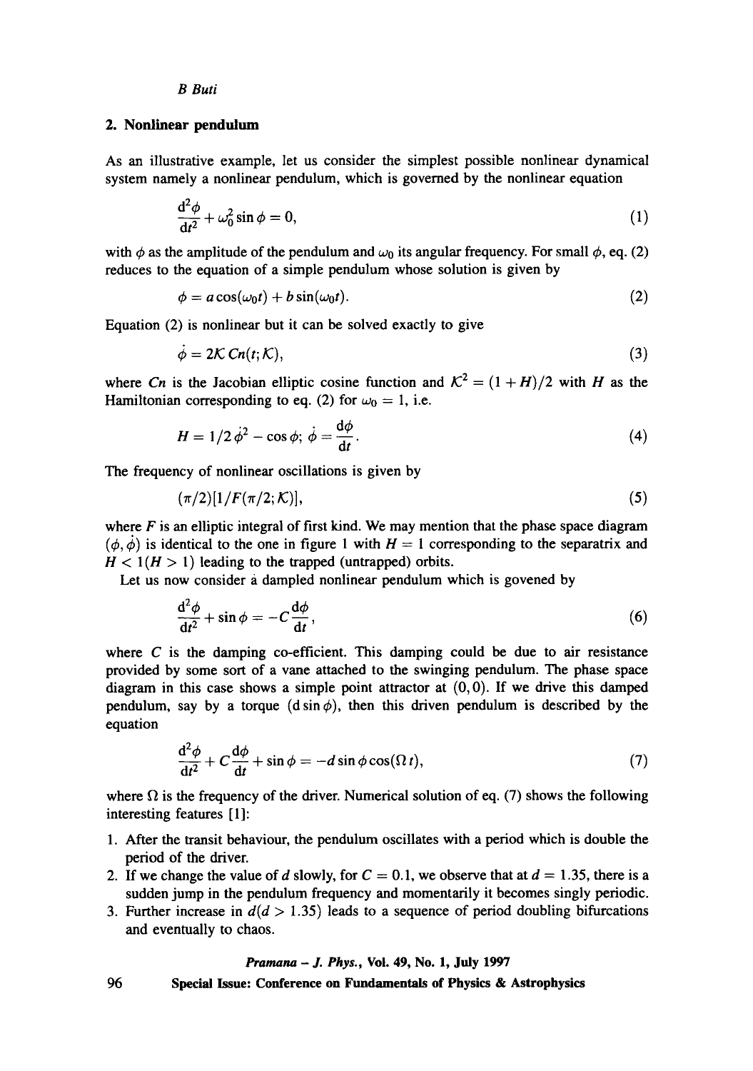## 2. Nonlinear pendulum

As an illustrative example, let us consider the simplest possible nonlinear dynamical system namely a nonlinear pendulum, which is governed by the nonlinear equation

$$\frac{\mathrm{d}^2\phi}{\mathrm{d}t^2} + \omega_0^2 \sin\phi = 0, \tag{1}$$

with $\phi$ as the amplitude of the pendulum and $\omega_0$ its angular frequency. For small $\phi$, eq. (2) reduces to the equation of a simple pendulum whose solution is given by

$$\phi = a\cos(\omega_0 t) + b\sin(\omega_0 t). \tag{2}$$

Equation (2) is nonlinear but it can be solved exactly to give

$$\dot{\phi} = 2\mathcal{K}\, Cn(t;\mathcal{K}), \tag{3}$$

where $Cn$ is the Jacobian elliptic cosine function and $\mathcal{K}^2 = (1+H)/2$ with $H$ as the Hamiltonian corresponding to eq. (2) for $\omega_0 = 1$, i.e.

$$H = 1/2\,\dot{\phi}^2 - \cos\phi;\ \dot{\phi} = \frac{\mathrm{d}\phi}{\mathrm{d}t}. \tag{4}$$

The frequency of nonlinear oscillations is given by

$$(\pi/2)[1/F(\pi/2;\mathcal{K})], \tag{5}$$

where $F$ is an elliptic integral of first kind. We may mention that the phase space diagram $(\phi, \dot{\phi})$ is identical to the one in figure 1 with $H = 1$ corresponding to the separatrix and $H < 1 (H > 1)$ leading to the trapped (untrapped) orbits.

Let us now consider a dampled nonlinear pendulum which is govened by

$$\frac{\mathrm{d}^2\phi}{\mathrm{d}t^2} + \sin\phi = -C\frac{\mathrm{d}\phi}{\mathrm{d}t}, \tag{6}$$

where $C$ is the damping co-efficient. This damping could be due to air resistance provided by some sort of a vane attached to the swinging pendulum. The phase space diagram in this case shows a simple point attractor at $(0,0)$. If we drive this damped pendulum, say by a torque $(d\sin\phi)$, then this driven pendulum is described by the equation

$$\frac{\mathrm{d}^2\phi}{\mathrm{d}t^2} + C\frac{\mathrm{d}\phi}{\mathrm{d}t} + \sin\phi = -d\sin\phi\cos(\Omega t), \tag{7}$$

where $\Omega$ is the frequency of the driver. Numerical solution of eq. (7) shows the following interesting features [1]:

1. After the transit behaviour, the pendulum oscillates with a period which is double the period of the driver.
2. If we change the value of $d$ slowly, for $C = 0.1$, we observe that at $d = 1.35$, there is a sudden jump in the pendulum frequency and momentarily it becomes singly periodic.
3. Further increase in $d (d > 1.35)$ leads to a sequence of period doubling bifurcations and eventually to chaos.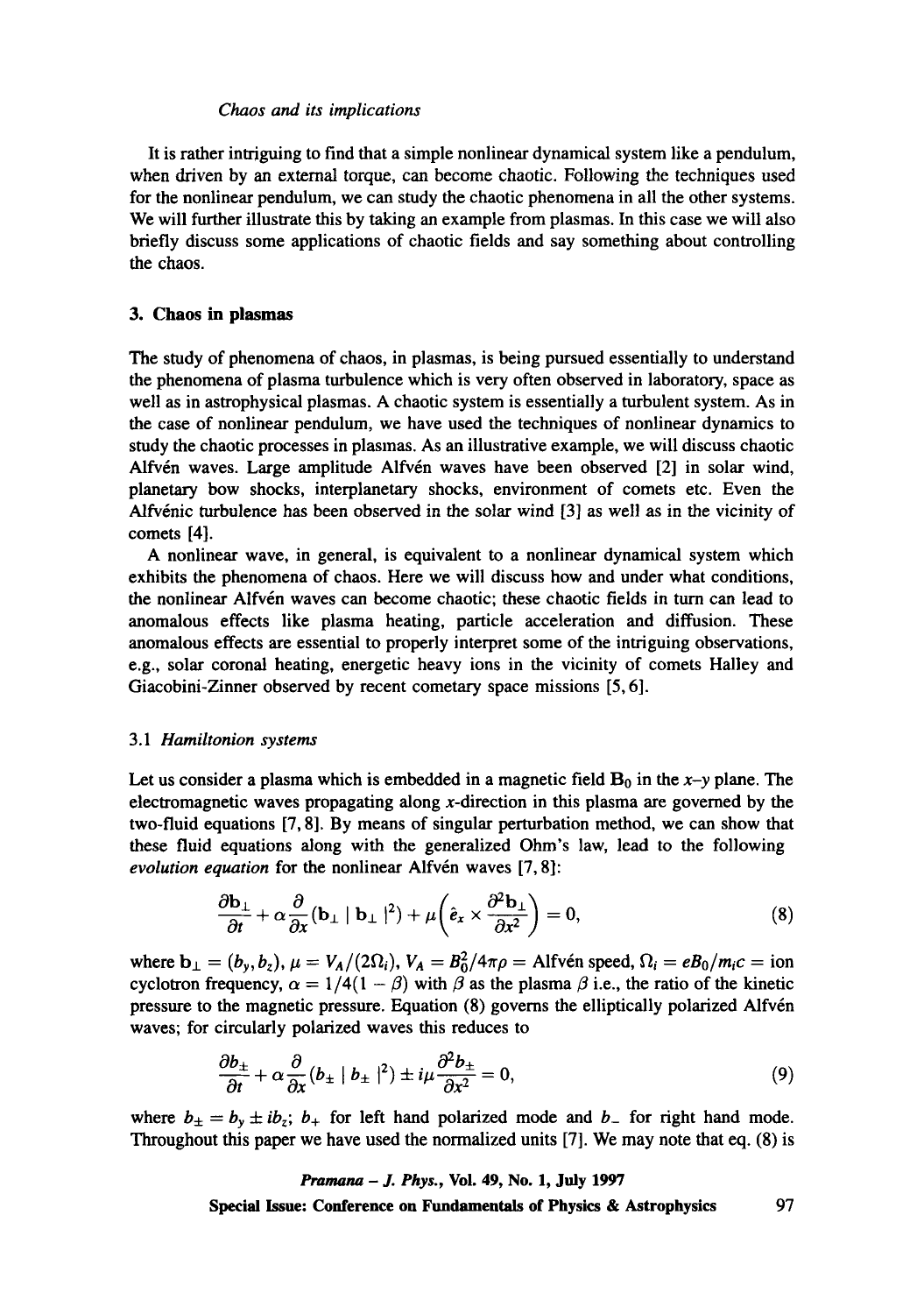*Chaos and its implications*

It is rather intriguing to find that a simple nonlinear dynamical system like a pendulum, when driven by an external torque, can become chaotic. Following the techniques used for the nonlinear pendulum, we can study the chaotic phenomena in all the other systems. We will further illustrate this by taking an example from plasmas. In this case we will also briefly discuss some applications of chaotic fields and say something about controlling the chaos.

## 3. Chaos in plasmas

The study of phenomena of chaos, in plasmas, is being pursued essentially to understand the phenomena of plasma turbulence which is very often observed in laboratory, space as well as in astrophysical plasmas. A chaotic system is essentially a turbulent system. As in the case of nonlinear pendulum, we have used the techniques of nonlinear dynamics to study the chaotic processes in plasmas. As an illustrative example, we will discuss chaotic Alfvén waves. Large amplitude Alfvén waves have been observed [2] in solar wind, planetary bow shocks, interplanetary shocks, environment of comets etc. Even the Alfvénic turbulence has been observed in the solar wind [3] as well as in the vicinity of comets [4].

A nonlinear wave, in general, is equivalent to a nonlinear dynamical system which exhibits the phenomena of chaos. Here we will discuss how and under what conditions, the nonlinear Alfvén waves can become chaotic; these chaotic fields in turn can lead to anomalous effects like plasma heating, particle acceleration and diffusion. These anomalous effects are essential to properly interpret some of the intriguing observations, e.g., solar coronal heating, energetic heavy ions in the vicinity of comets Halley and Giacobini-Zinner observed by recent cometary space missions [5, 6].

### 3.1 *Hamiltonion systems*

Let us consider a plasma which is embedded in a magnetic field $\mathbf{B}_0$ in the $x$–$y$ plane. The electromagnetic waves propagating along $x$-direction in this plasma are governed by the two-fluid equations [7, 8]. By means of singular perturbation method, we can show that these fluid equations along with the generalized Ohm's law, lead to the following *evolution equation* for the nonlinear Alfvén waves [7, 8]:

$$\frac{\partial \mathbf{b}_\perp}{\partial t} + \alpha \frac{\partial}{\partial x}(\mathbf{b}_\perp \mid \mathbf{b}_\perp \mid^2) + \mu\left(\hat{e}_x \times \frac{\partial^2 \mathbf{b}_\perp}{\partial x^2}\right) = 0, \tag{8}$$

where $\mathbf{b}_\perp = (b_y, b_z)$, $\mu = V_A/(2\Omega_i)$, $V_A = B_0^2/4\pi\rho =$ Alfvén speed, $\Omega_i = eB_0/m_i c =$ ion cyclotron frequency, $\alpha = 1/4(1-\beta)$ with $\beta$ as the plasma $\beta$ i.e., the ratio of the kinetic pressure to the magnetic pressure. Equation (8) governs the elliptically polarized Alfvén waves; for circularly polarized waves this reduces to

$$\frac{\partial b_\pm}{\partial t} + \alpha \frac{\partial}{\partial x}(b_\pm \mid b_\pm \mid^2) \pm i\mu \frac{\partial^2 b_\pm}{\partial x^2} = 0, \tag{9}$$

where $b_\pm = b_y \pm i b_z$; $b_+$ for left hand polarized mode and $b_-$ for right hand mode. Throughout this paper we have used the normalized units [7]. We may note that eq. (8) is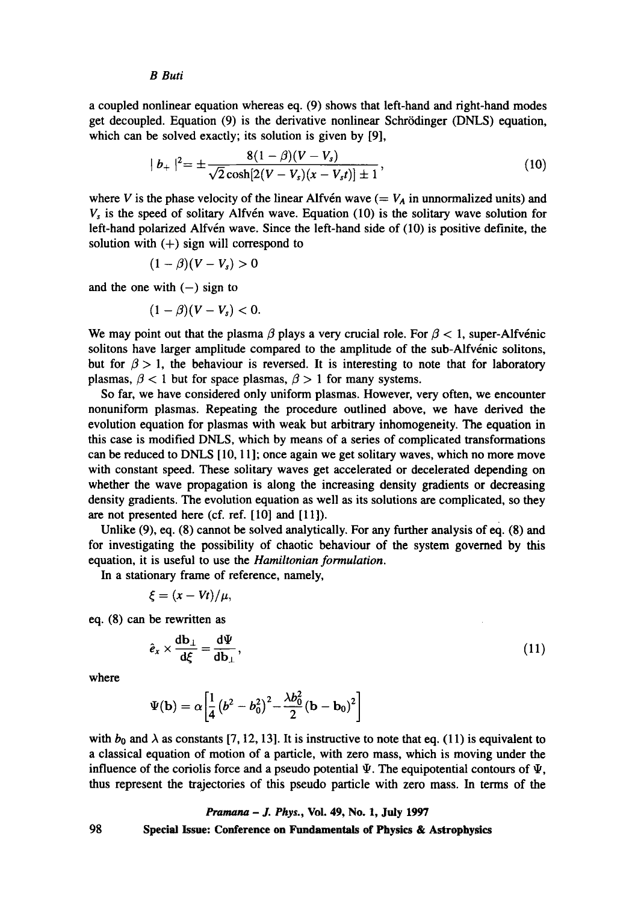a coupled nonlinear equation whereas eq. (9) shows that left-hand and right-hand modes get decoupled. Equation (9) is the derivative nonlinear Schrödinger (DNLS) equation, which can be solved exactly; its solution is given by [9],

$$|b_+|^2 = \pm \frac{8(1-\beta)(V-V_s)}{\sqrt{2}\cosh[2(V-V_s)(x-V_s t)] \pm 1}, \tag{10}$$

where $V$ is the phase velocity of the linear Alfvén wave ($= V_A$ in unnormalized units) and $V_s$ is the speed of solitary Alfvén wave. Equation (10) is the solitary wave solution for left-hand polarized Alfvén wave. Since the left-hand side of (10) is positive definite, the solution with (+) sign will correspond to

$$(1-\beta)(V-V_s) > 0$$

and the one with (−) sign to

$$(1-\beta)(V-V_s) < 0.$$

We may point out that the plasma $\beta$ plays a very crucial role. For $\beta < 1$, super-Alfvénic solitons have larger amplitude compared to the amplitude of the sub-Alfvénic solitons, but for $\beta > 1$, the behaviour is reversed. It is interesting to note that for laboratory plasmas, $\beta < 1$ but for space plasmas, $\beta > 1$ for many systems.

So far, we have considered only uniform plasmas. However, very often, we encounter nonuniform plasmas. Repeating the procedure outlined above, we have derived the evolution equation for plasmas with weak but arbitrary inhomogeneity. The equation in this case is modified DNLS, which by means of a series of complicated transformations can be reduced to DNLS [10, 11]; once again we get solitary waves, which no more move with constant speed. These solitary waves get accelerated or decelerated depending on whether the wave propagation is along the increasing density gradients or decreasing density gradients. The evolution equation as well as its solutions are complicated, so they are not presented here (cf. ref. [10] and [11]).

Unlike (9), eq. (8) cannot be solved analytically. For any further analysis of eq. (8) and for investigating the possibility of chaotic behaviour of the system governed by this equation, it is useful to use the *Hamiltonian formulation*.

In a stationary frame of reference, namely,

$$\xi = (x - Vt)/\mu,$$

eq. (8) can be rewritten as

$$\hat{e}_x \times \frac{\mathrm{d}\mathbf{b}_\perp}{\mathrm{d}\xi} = \frac{\mathrm{d}\Psi}{\mathrm{d}\mathbf{b}_\perp}, \tag{11}$$

where

$$\Psi(\mathbf{b}) = \alpha\left[\frac{1}{4}(b^2 - b_0^2)^2 - \frac{\lambda b_0^2}{2}(\mathbf{b} - \mathbf{b}_0)^2\right]$$

with $b_0$ and $\lambda$ as constants [7, 12, 13]. It is instructive to note that eq. (11) is equivalent to a classical equation of motion of a particle, with zero mass, which is moving under the influence of the coriolis force and a pseudo potential $\Psi$. The equipotential contours of $\Psi$, thus represent the trajectories of this pseudo particle with zero mass. In terms of the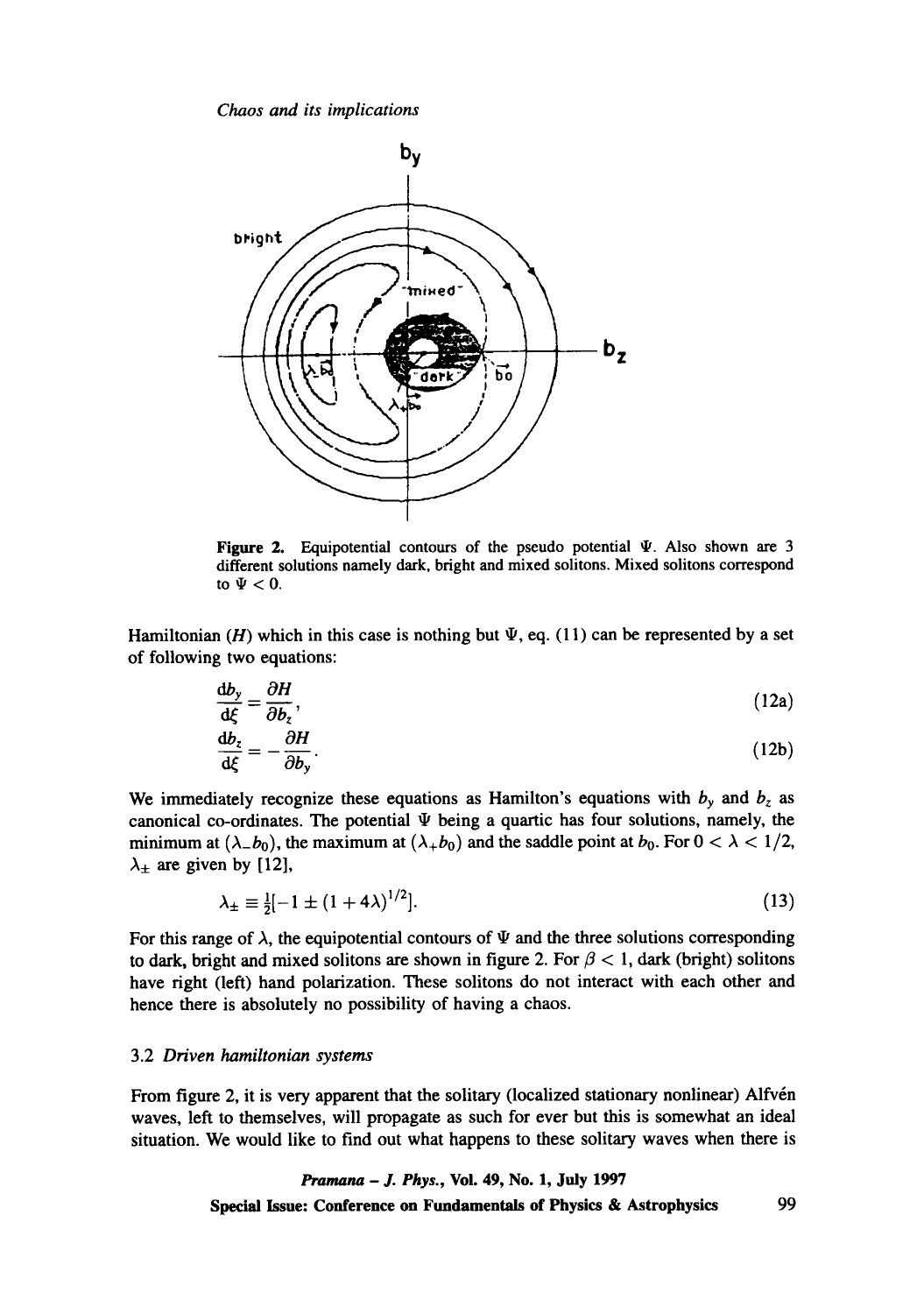Figure 2. Equipotential contours of the pseudo potential $\Psi$. Also shown are 3 different solutions namely dark, bright and mixed solitons. Mixed solitons correspond to $\Psi < 0$.

Hamiltonian ($H$) which in this case is nothing but $\Psi$, eq. (11) can be represented by a set of following two equations:

$$\frac{\mathrm{d}b_y}{\mathrm{d}\xi} = \frac{\partial H}{\partial b_z}, \tag{12a}$$

$$\frac{\mathrm{d}b_z}{\mathrm{d}\xi} = -\frac{\partial H}{\partial b_y}. \tag{12b}$$

We immediately recognize these equations as Hamilton's equations with $b_y$ and $b_z$ as canonical co-ordinates. The potential $\Psi$ being a quartic has four solutions, namely, the minimum at $(\lambda_- b_0)$, the maximum at $(\lambda_+ b_0)$ and the saddle point at $b_0$. For $0 < \lambda < 1/2$, $\lambda_\pm$ are given by [12],

$$\lambda_\pm \equiv \tfrac{1}{2}[-1 \pm (1 + 4\lambda)^{1/2}]. \tag{13}$$

For this range of $\lambda$, the equipotential contours of $\Psi$ and the three solutions corresponding to dark, bright and mixed solitons are shown in figure 2. For $\beta < 1$, dark (bright) solitons have right (left) hand polarization. These solitons do not interact with each other and hence there is absolutely no possibility of having a chaos.

### 3.2 *Driven hamiltonian systems*

From figure 2, it is very apparent that the solitary (localized stationary nonlinear) Alfvén waves, left to themselves, will propagate as such for ever but this is somewhat an ideal situation. We would like to find out what happens to these solitary waves when there is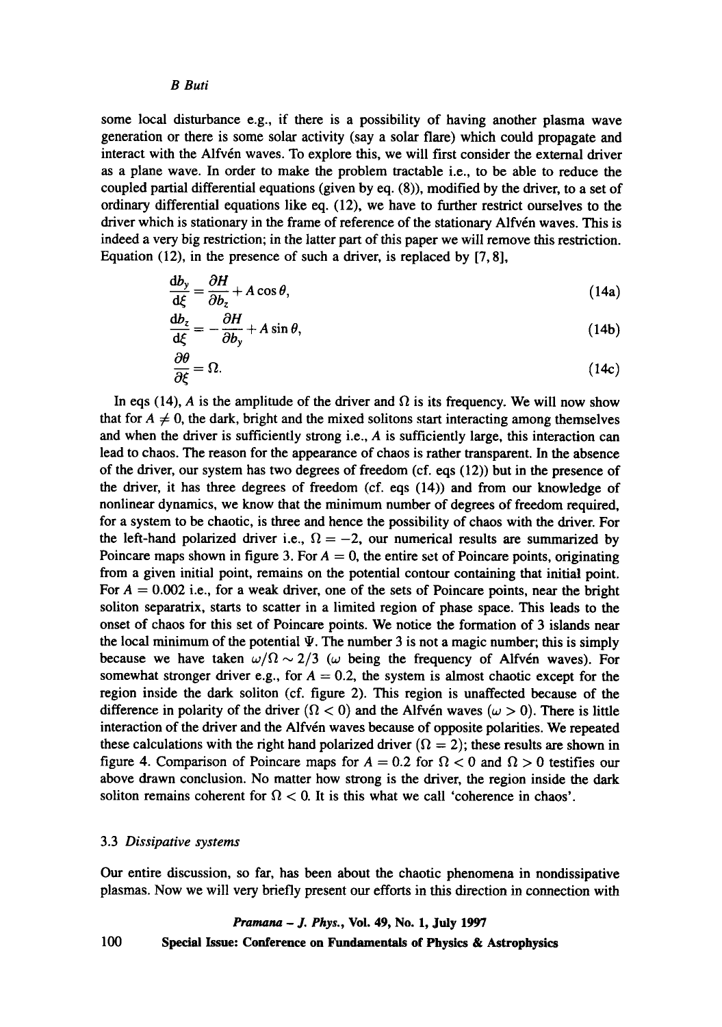some local disturbance e.g., if there is a possibility of having another plasma wave generation or there is some solar activity (say a solar flare) which could propagate and interact with the Alfvén waves. To explore this, we will first consider the external driver as a plane wave. In order to make the problem tractable i.e., to be able to reduce the coupled partial differential equations (given by eq. (8)), modified by the driver, to a set of ordinary differential equations like eq. (12), we have to further restrict ourselves to the driver which is stationary in the frame of reference of the stationary Alfvén waves. This is indeed a very big restriction; in the latter part of this paper we will remove this restriction. Equation (12), in the presence of such a driver, is replaced by [7, 8],

$$\frac{\mathrm{d}b_y}{\mathrm{d}\xi} = \frac{\partial H}{\partial b_z} + A\cos\theta, \tag{14a}$$

$$\frac{\mathrm{d}b_z}{\mathrm{d}\xi} = -\frac{\partial H}{\partial b_y} + A\sin\theta, \tag{14b}$$

$$\frac{\partial \theta}{\partial \xi} = \Omega. \tag{14c}$$

In eqs (14), $A$ is the amplitude of the driver and $\Omega$ is its frequency. We will now show that for $A \neq 0$, the dark, bright and the mixed solitons start interacting among themselves and when the driver is sufficiently strong i.e., $A$ is sufficiently large, this interaction can lead to chaos. The reason for the appearance of chaos is rather transparent. In the absence of the driver, our system has two degrees of freedom (cf. eqs (12)) but in the presence of the driver, it has three degrees of freedom (cf. eqs (14)) and from our knowledge of nonlinear dynamics, we know that the minimum number of degrees of freedom required, for a system to be chaotic, is three and hence the possibility of chaos with the driver. For the left-hand polarized driver i.e., $\Omega = -2$, our numerical results are summarized by Poincare maps shown in figure 3. For $A = 0$, the entire set of Poincare points, originating from a given initial point, remains on the potential contour containing that initial point. For $A = 0.002$ i.e., for a weak driver, one of the sets of Poincare points, near the bright soliton separatrix, starts to scatter in a limited region of phase space. This leads to the onset of chaos for this set of Poincare points. We notice the formation of 3 islands near the local minimum of the potential $\Psi$. The number 3 is not a magic number; this is simply because we have taken $\omega/\Omega \sim 2/3$ ($\omega$ being the frequency of Alfvén waves). For somewhat stronger driver e.g., for $A = 0.2$, the system is almost chaotic except for the region inside the dark soliton (cf. figure 2). This region is unaffected because of the difference in polarity of the driver ($\Omega < 0$) and the Alfvén waves ($\omega > 0$). There is little interaction of the driver and the Alfvén waves because of opposite polarities. We repeated these calculations with the right hand polarized driver ($\Omega = 2$); these results are shown in figure 4. Comparison of Poincare maps for $A = 0.2$ for $\Omega < 0$ and $\Omega > 0$ testifies our above drawn conclusion. No matter how strong is the driver, the region inside the dark soliton remains coherent for $\Omega < 0$. It is this what we call 'coherence in chaos'.

### 3.3 *Dissipative systems*

Our entire discussion, so far, has been about the chaotic phenomena in nondissipative plasmas. Now we will very briefly present our efforts in this direction in connection with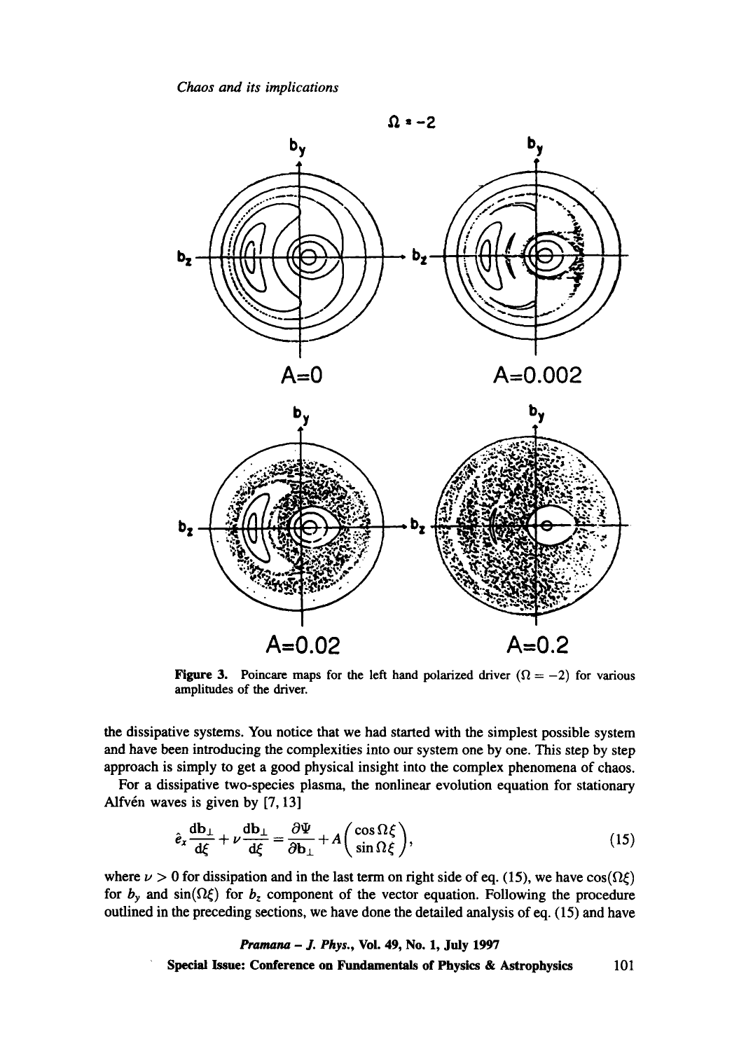**Figure 3.** Poincare maps for the left hand polarized driver ($\Omega = -2$) for various amplitudes of the driver.

the dissipative systems. You notice that we had started with the simplest possible system and have been introducing the complexities into our system one by one. This step by step approach is simply to get a good physical insight into the complex phenomena of chaos.

For a dissipative two-species plasma, the nonlinear evolution equation for stationary Alfvén waves is given by [7, 13]

$$\hat{e}_x \frac{\mathrm{d}\mathbf{b}_\perp}{\mathrm{d}\xi} + \nu \frac{\mathrm{d}\mathbf{b}_\perp}{\mathrm{d}\xi} = \frac{\partial \Psi}{\partial \mathbf{b}_\perp} + A \begin{pmatrix} \cos \Omega \xi \\ \sin \Omega \xi \end{pmatrix}, \tag{15}$$

where $\nu > 0$ for dissipation and in the last term on right side of eq. (15), we have $\cos(\Omega\xi)$ for $b_y$ and $\sin(\Omega\xi)$ for $b_z$ component of the vector equation. Following the procedure outlined in the preceding sections, we have done the detailed analysis of eq. (15) and have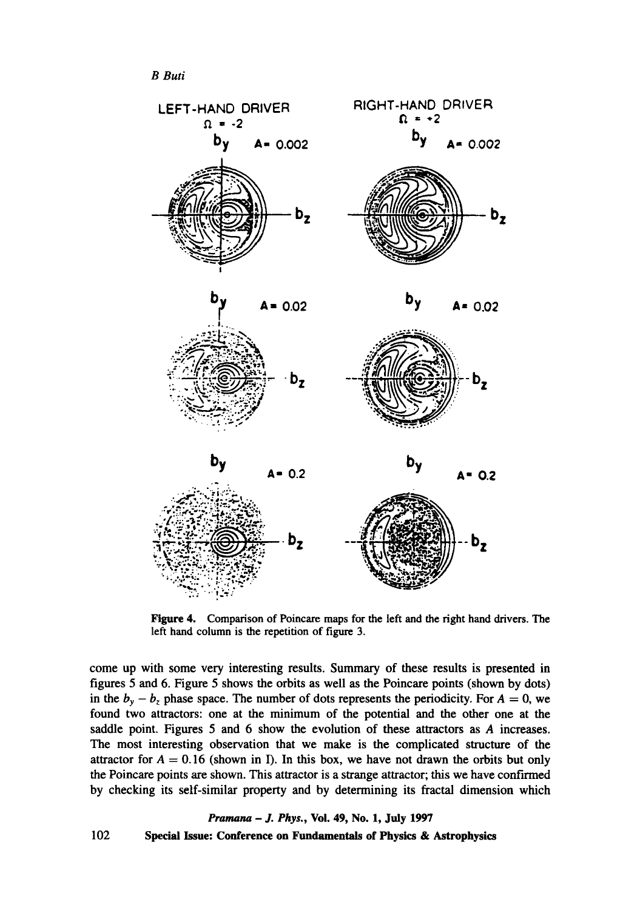LEFT-HAND DRIVER

$\Omega = -2$

RIGHT-HAND DRIVER

$\Omega = +2$

$b_y$ A= 0.002 $b_z$

$b_y$ A= 0.02 $b_z$

$b_y$ A= 0.2 $b_z$

**Figure 4.** Comparison of Poincare maps for the left and the right hand drivers. The left hand column is the repetition of figure 3.

come up with some very interesting results. Summary of these results is presented in figures 5 and 6. Figure 5 shows the orbits as well as the Poincare points (shown by dots) in the $b_y - b_z$ phase space. The number of dots represents the periodicity. For $A = 0$, we found two attractors: one at the minimum of the potential and the other one at the saddle point. Figures 5 and 6 show the evolution of these attractors as $A$ increases. The most interesting observation that we make is the complicated structure of the attractor for $A = 0.16$ (shown in I). In this box, we have not drawn the orbits but only the Poincare points are shown. This attractor is a strange attractor; this we have confirmed by checking its self-similar property and by determining its fractal dimension which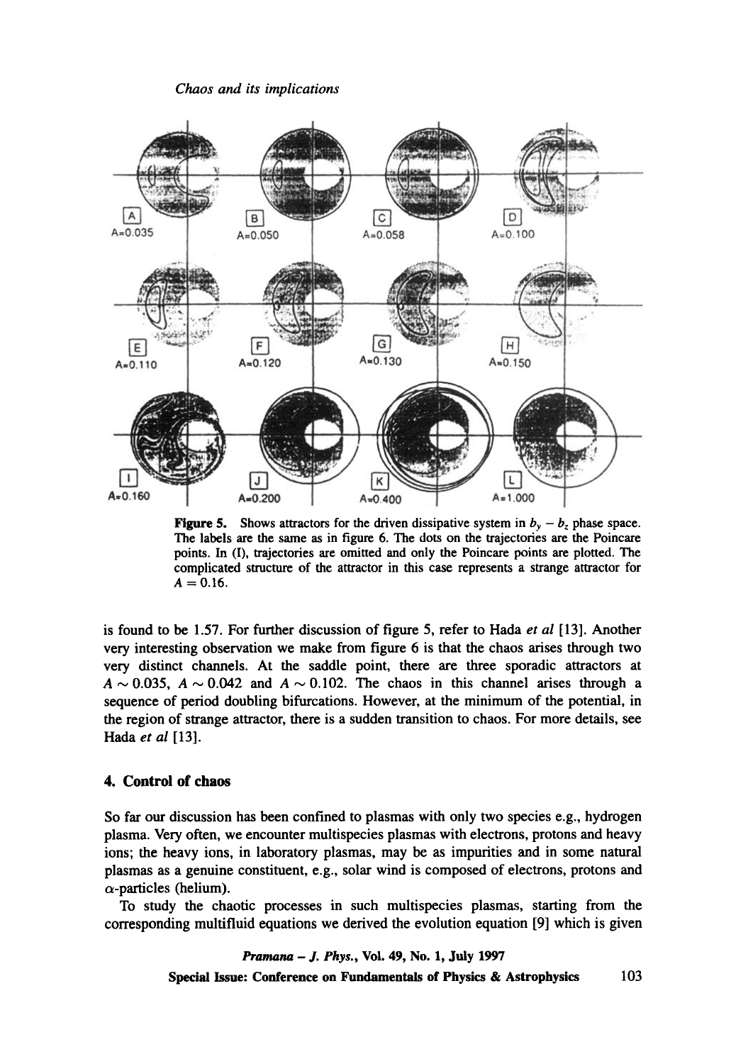**Figure 5.** Shows attractors for the driven dissipative system in $b_y - b_z$ phase space. The labels are the same as in figure 6. The dots on the trajectories are the Poincare points. In (I), trajectories are omitted and only the Poincare points are plotted. The complicated structure of the attractor in this case represents a strange attractor for $A = 0.16$.

is found to be 1.57. For further discussion of figure 5, refer to Hada *et al* [13]. Another very interesting observation we make from figure 6 is that the chaos arises through two very distinct channels. At the saddle point, there are three sporadic attractors at $A \sim 0.035$, $A \sim 0.042$ and $A \sim 0.102$. The chaos in this channel arises through a sequence of period doubling bifurcations. However, at the minimum of the potential, in the region of strange attractor, there is a sudden transition to chaos. For more details, see Hada *et al* [13].

## 4. Control of chaos

So far our discussion has been confined to plasmas with only two species e.g., hydrogen plasma. Very often, we encounter multispecies plasmas with electrons, protons and heavy ions; the heavy ions, in laboratory plasmas, may be as impurities and in some natural plasmas as a genuine constituent, e.g., solar wind is composed of electrons, protons and $\alpha$-particles (helium).

To study the chaotic processes in such multispecies plasmas, starting from the corresponding multifluid equations we derived the evolution equation [9] which is given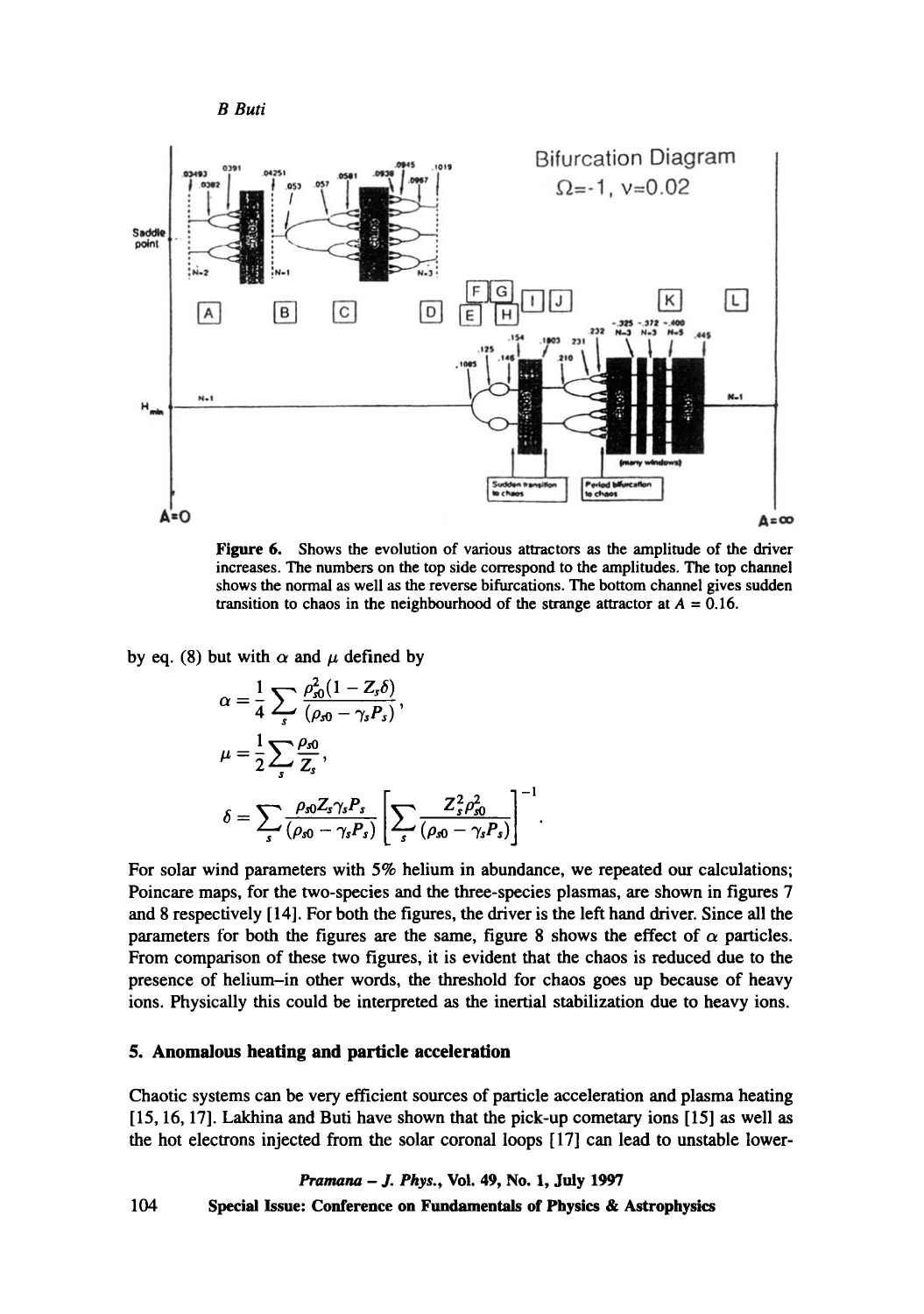**Figure 6.** Shows the evolution of various attractors as the amplitude of the driver increases. The numbers on the top side correspond to the amplitudes. The top channel shows the normal as well as the reverse bifurcations. The bottom channel gives sudden transition to chaos in the neighbourhood of the strange attractor at $A = 0.16$.

by eq. (8) but with $\alpha$ and $\mu$ defined by

$$\alpha = \frac{1}{4}\sum_s \frac{\rho_{s0}^2(1 - Z_s\delta)}{(\rho_{s0} - \gamma_s P_s)},$$

$$\mu = \frac{1}{2}\sum_s \frac{\rho_{s0}}{Z_s},$$

$$\delta = \sum_s \frac{\rho_{s0} Z_s \gamma_s P_s}{(\rho_{s0} - \gamma_s P_s)} \left[\sum_s \frac{Z_s^2 \rho_{s0}^2}{(\rho_{s0} - \gamma_s P_s)}\right]^{-1}.$$

For solar wind parameters with 5% helium in abundance, we repeated our calculations; Poincare maps, for the two-species and the three-species plasmas, are shown in figures 7 and 8 respectively [14]. For both the figures, the driver is the left hand driver. Since all the parameters for both the figures are the same, figure 8 shows the effect of $\alpha$ particles. From comparison of these two figures, it is evident that the chaos is reduced due to the presence of helium–in other words, the threshold for chaos goes up because of heavy ions. Physically this could be interpreted as the inertial stabilization due to heavy ions.

## 5. Anomalous heating and particle acceleration

Chaotic systems can be very efficient sources of particle acceleration and plasma heating [15, 16, 17]. Lakhina and Buti have shown that the pick-up cometary ions [15] as well as the hot electrons injected from the solar coronal loops [17] can lead to unstable lower-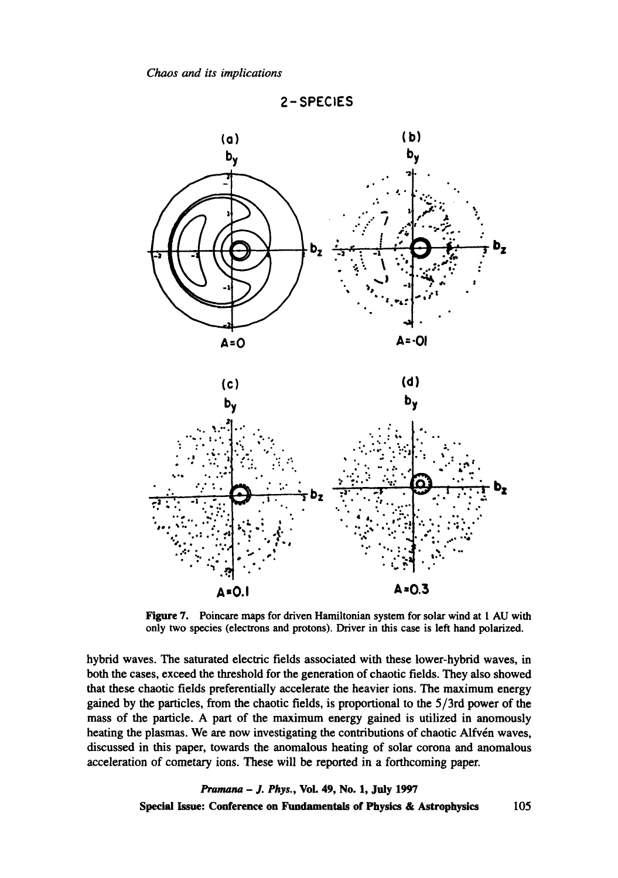2-SPECIES

(a) A=0   (b) A=·01   (c) A=0.1   (d) A=0.3

**Figure 7.** Poincare maps for driven Hamiltonian system for solar wind at 1 AU with only two species (electrons and protons). Driver in this case is left hand polarized.

hybrid waves. The saturated electric fields associated with these lower-hybrid waves, in both the cases, exceed the threshold for the generation of chaotic fields. They also showed that these chaotic fields preferentially accelerate the heavier ions. The maximum energy gained by the particles, from the chaotic fields, is proportional to the 5/3rd power of the mass of the particle. A part of the maximum energy gained is utilized in anomously heating the plasmas. We are now investigating the contributions of chaotic Alfvén waves, discussed in this paper, towards the anomalous heating of solar corona and anomalous acceleration of cometary ions. These will be reported in a forthcoming paper.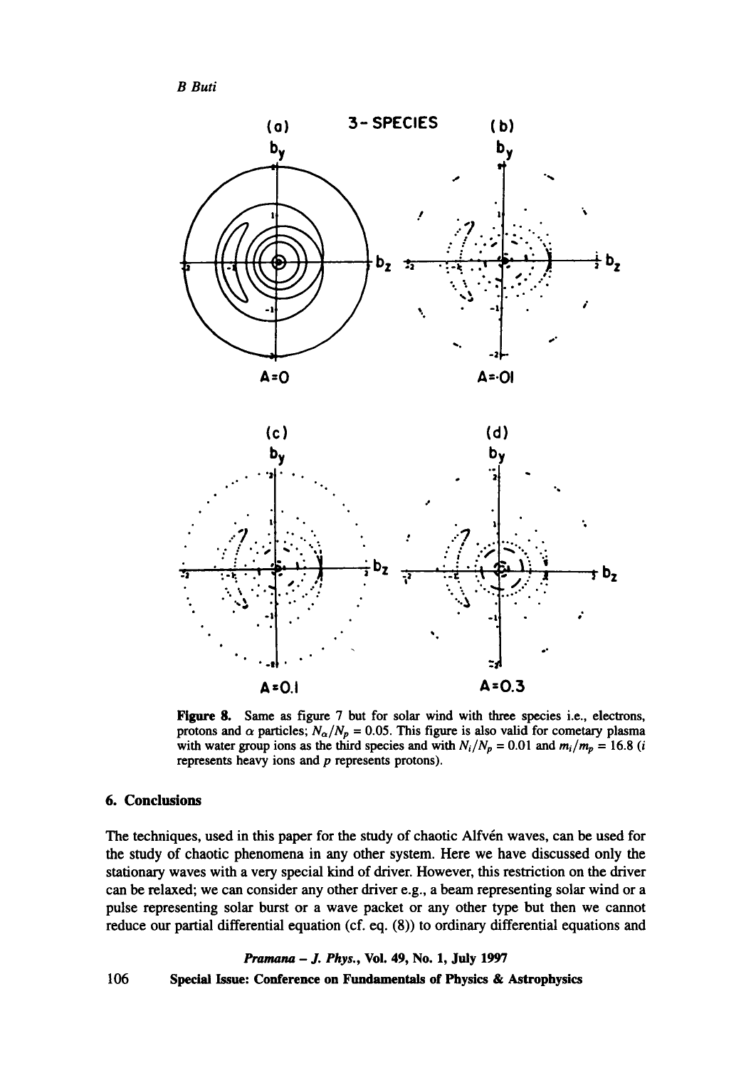**Figure 8.** Same as figure 7 but for solar wind with three species i.e., electrons, protons and $\alpha$ particles; $N_\alpha/N_p = 0.05$. This figure is also valid for cometary plasma with water group ions as the third species and with $N_i/N_p = 0.01$ and $m_i/m_p = 16.8$ ($i$ represents heavy ions and $p$ represents protons).

## 6. Conclusions

The techniques, used in this paper for the study of chaotic Alfvén waves, can be used for the study of chaotic phenomena in any other system. Here we have discussed only the stationary waves with a very special kind of driver. However, this restriction on the driver can be relaxed; we can consider any other driver e.g., a beam representing solar wind or a pulse representing solar burst or a wave packet or any other type but then we cannot reduce our partial differential equation (cf. eq. (8)) to ordinary differential equations and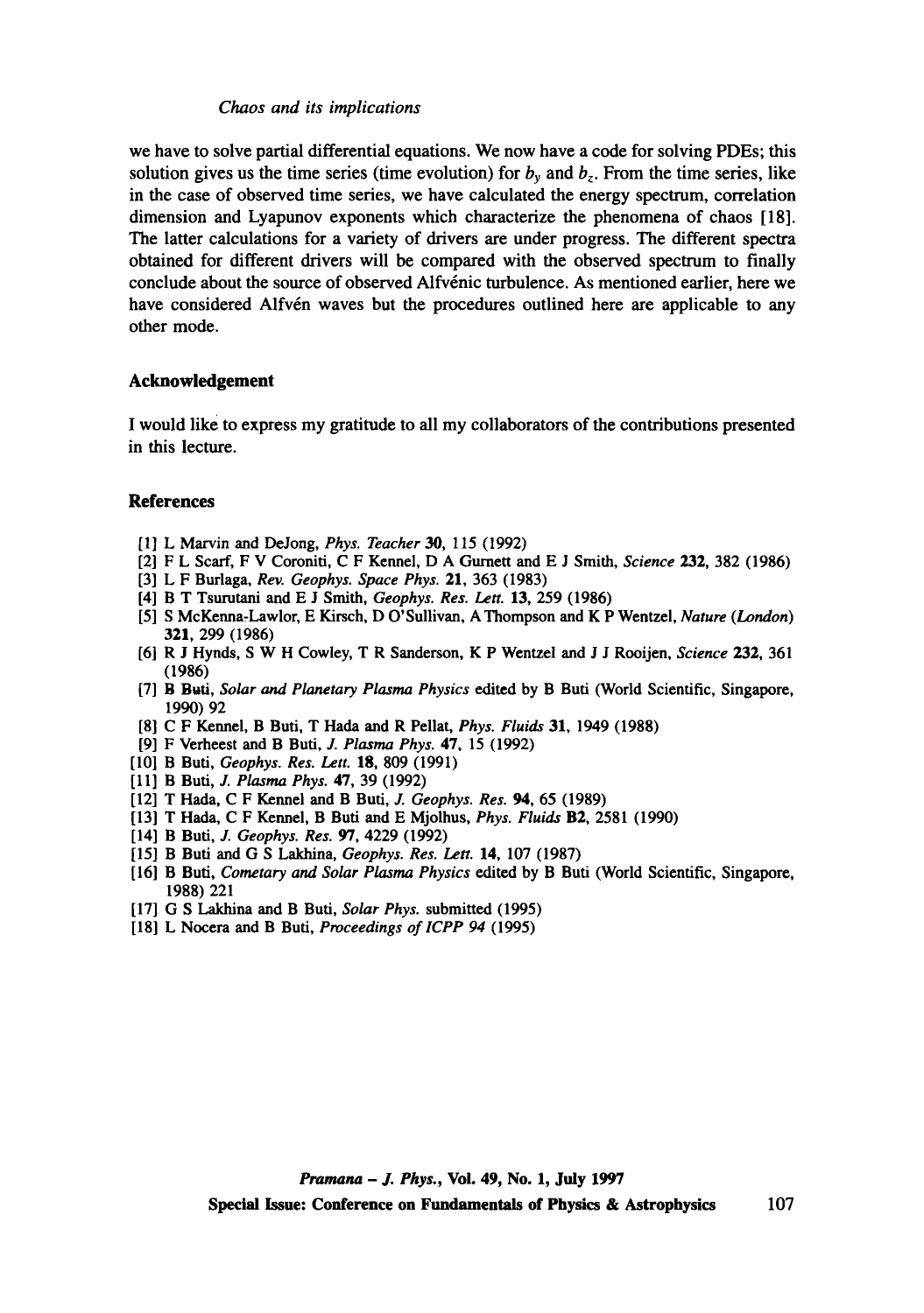we have to solve partial differential equations. We now have a code for solving PDEs; this solution gives us the time series (time evolution) for $b_y$ and $b_z$. From the time series, like in the case of observed time series, we have calculated the energy spectrum, correlation dimension and Lyapunov exponents which characterize the phenomena of chaos [18]. The latter calculations for a variety of drivers are under progress. The different spectra obtained for different drivers will be compared with the observed spectrum to finally conclude about the source of observed Alfvénic turbulence. As mentioned earlier, here we have considered Alfvén waves but the procedures outlined here are applicable to any other mode.

### Acknowledgement

I would like to express my gratitude to all my collaborators of the contributions presented in this lecture.

### References

[1] L Marvin and DeJong, *Phys. Teacher* **30**, 115 (1992)
[2] F L Scarf, F V Coroniti, C F Kennel, D A Gurnett and E J Smith, *Science* **232**, 382 (1986)
[3] L F Burlaga, *Rev. Geophys. Space Phys.* **21**, 363 (1983)
[4] B T Tsurutani and E J Smith, *Geophys. Res. Lett.* **13**, 259 (1986)
[5] S McKenna-Lawlor, E Kirsch, D O'Sullivan, A Thompson and K P Wentzel, *Nature (London)* **321**, 299 (1986)
[6] R J Hynds, S W H Cowley, T R Sanderson, K P Wentzel and J J Rooijen, *Science* **232**, 361 (1986)
[7] B Buti, *Solar and Planetary Plasma Physics* edited by B Buti (World Scientific, Singapore, 1990) 92
[8] C F Kennel, B Buti, T Hada and R Pellat, *Phys. Fluids* **31**, 1949 (1988)
[9] F Verheest and B Buti, *J. Plasma Phys.* **47**, 15 (1992)
[10] B Buti, *Geophys. Res. Lett.* **18**, 809 (1991)
[11] B Buti, *J. Plasma Phys.* **47**, 39 (1992)
[12] T Hada, C F Kennel and B Buti, *J. Geophys. Res.* **94**, 65 (1989)
[13] T Hada, C F Kennel, B Buti and E Mjolhus, *Phys. Fluids* **B2**, 2581 (1990)
[14] B Buti, *J. Geophys. Res.* **97**, 4229 (1992)
[15] B Buti and G S Lakhina, *Geophys. Res. Lett.* **14**, 107 (1987)
[16] B Buti, *Cometary and Solar Plasma Physics* edited by B Buti (World Scientific, Singapore, 1988) 221
[17] G S Lakhina and B Buti, *Solar Phys.* submitted (1995)
[18] L Nocera and B Buti, *Proceedings of ICPP 94* (1995)